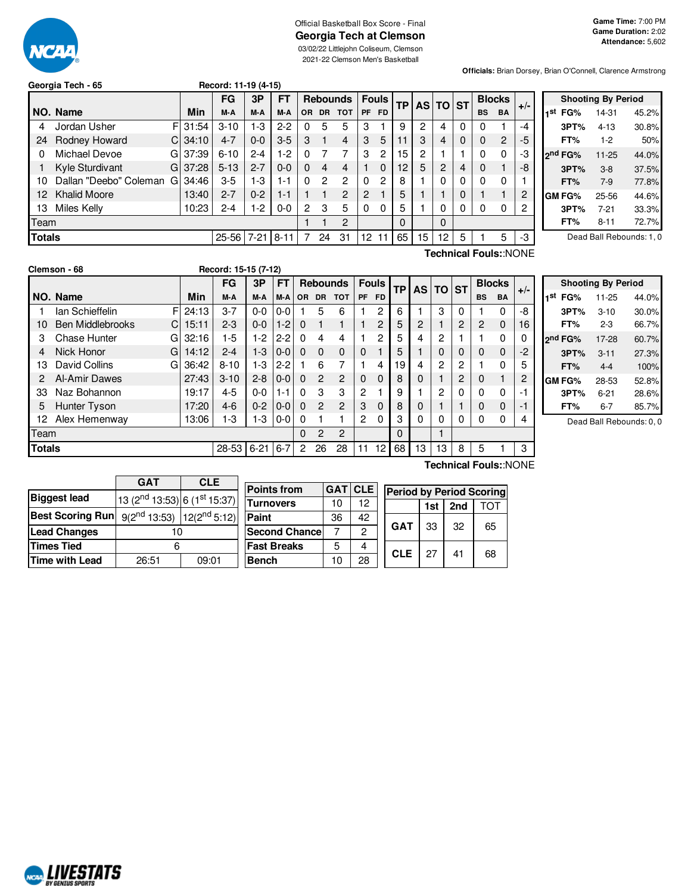Official Basketball Box Score - Final

# Georgia Tech at Clemson

03/02/22 Littlejohn Coliseum, Clemson

2021-22 Clemson Men's Basketball

**Game Time:** 7:00 PM
**Game Duration:** 2:02
**Attendance:** 5,602

**Officials:** Brian Dorsey, Brian O'Connell, Clarence Armstrong

## Georgia Tech - 65

Record: 11-19 (4-15)

| NO. | Name | | Min | FG M-A | 3P M-A | FT M-A | OR | DR | TOT | PF | FD | TP | AS | TO | ST | BS | BA | +/- |
|---|---|---|---|---|---|---|---|---|---|---|---|---|---|---|---|---|---|---|
| 4 | Jordan Usher | F | 31:54 | 3-10 | 1-3 | 2-2 | 0 | 5 | 5 | 3 | 1 | 9 | 2 | 4 | 0 | 0 | 1 | -4 |
| 24 | Rodney Howard | C | 34:10 | 4-7 | 0-0 | 3-5 | 3 | 1 | 4 | 3 | 5 | 11 | 3 | 4 | 0 | 0 | 2 | -5 |
| 0 | Michael Devoe | G | 37:39 | 6-10 | 2-4 | 1-2 | 0 | 7 | 7 | 3 | 2 | 15 | 2 | 1 | 1 | 0 | 0 | -3 |
| 1 | Kyle Sturdivant | G | 37:28 | 5-13 | 2-7 | 0-0 | 0 | 4 | 4 | 1 | 0 | 12 | 5 | 2 | 4 | 0 | 1 | -8 |
| 10 | Dallan "Deebo" Coleman | G | 34:46 | 3-5 | 1-3 | 1-1 | 0 | 2 | 2 | 0 | 2 | 8 | 1 | 0 | 0 | 0 | 0 | 1 |
| 12 | Khalid Moore | | 13:40 | 2-7 | 0-2 | 1-1 | 1 | 1 | 2 | 2 | 1 | 5 | 1 | 1 | 0 | 1 | 1 | 2 |
| 13 | Miles Kelly | | 10:23 | 2-4 | 1-2 | 0-0 | 2 | 3 | 5 | 0 | 0 | 5 | 1 | 0 | 0 | 0 | 0 | 2 |
| | Team | | | | | | 1 | 1 | 2 | | | 0 | | 0 | | | | |
| | **Totals** | | | 25-56 | 7-21 | 8-11 | 7 | 24 | 31 | 12 | 11 | 65 | 15 | 12 | 5 | 1 | 5 | -3 |

Technical Fouls::NONE

| Shooting By Period | | |
|---|---|---|
| 1st FG% | 14-31 | 45.2% |
| 3PT% | 4-13 | 30.8% |
| FT% | 1-2 | 50% |
| 2nd FG% | 11-25 | 44.0% |
| 3PT% | 3-8 | 37.5% |
| FT% | 7-9 | 77.8% |
| GM FG% | 25-56 | 44.6% |
| 3PT% | 7-21 | 33.3% |
| FT% | 8-11 | 72.7% |

Dead Ball Rebounds: 1, 0

## Clemson - 68

Record: 15-15 (7-12)

| NO. | Name | | Min | FG M-A | 3P M-A | FT M-A | OR | DR | TOT | PF | FD | TP | AS | TO | ST | BS | BA | +/- |
|---|---|---|---|---|---|---|---|---|---|---|---|---|---|---|---|---|---|---|
| 1 | Ian Schieffelin | F | 24:13 | 3-7 | 0-0 | 0-0 | 1 | 5 | 6 | 1 | 2 | 6 | 1 | 3 | 0 | 1 | 0 | -8 |
| 10 | Ben Middlebrooks | C | 15:11 | 2-3 | 0-0 | 1-2 | 0 | 1 | 1 | 1 | 2 | 5 | 2 | 1 | 2 | 2 | 0 | 16 |
| 3 | Chase Hunter | G | 32:16 | 1-5 | 1-2 | 2-2 | 0 | 4 | 4 | 1 | 2 | 5 | 4 | 2 | 1 | 1 | 0 | 0 |
| 4 | Nick Honor | G | 14:12 | 2-4 | 1-3 | 0-0 | 0 | 0 | 0 | 0 | 1 | 5 | 1 | 0 | 0 | 0 | 0 | -2 |
| 13 | David Collins | G | 36:42 | 8-10 | 1-3 | 2-2 | 1 | 6 | 7 | 1 | 4 | 19 | 4 | 2 | 2 | 1 | 0 | 5 |
| 2 | Al-Amir Dawes | | 27:43 | 3-10 | 2-8 | 0-0 | 0 | 2 | 2 | 0 | 0 | 8 | 0 | 1 | 2 | 0 | 1 | 2 |
| 33 | Naz Bohannon | | 19:17 | 4-5 | 0-0 | 1-1 | 0 | 3 | 3 | 2 | 1 | 9 | 1 | 2 | 0 | 0 | 0 | -1 |
| 5 | Hunter Tyson | | 17:20 | 4-6 | 0-2 | 0-0 | 0 | 2 | 2 | 3 | 0 | 8 | 0 | 1 | 1 | 0 | 0 | -1 |
| 12 | Alex Hemenway | | 13:06 | 1-3 | 1-3 | 0-0 | 0 | 1 | 1 | 2 | 0 | 3 | 0 | 0 | 0 | 0 | 0 | 4 |
| | Team | | | | | | 0 | 2 | 2 | | | 0 | | 1 | | | | |
| | **Totals** | | | 28-53 | 6-21 | 6-7 | 2 | 26 | 28 | 11 | 12 | 68 | 13 | 13 | 8 | 5 | 1 | 3 |

Technical Fouls::NONE

| Shooting By Period | | |
|---|---|---|
| 1st FG% | 11-25 | 44.0% |
| 3PT% | 3-10 | 30.0% |
| FT% | 2-3 | 66.7% |
| 2nd FG% | 17-28 | 60.7% |
| 3PT% | 3-11 | 27.3% |
| FT% | 4-4 | 100% |
| GM FG% | 28-53 | 52.8% |
| 3PT% | 6-21 | 28.6% |
| FT% | 6-7 | 85.7% |

Dead Ball Rebounds: 0, 0

| | GAT | CLE |
|---|---|---|
| Biggest lead | 13 (2nd 13:53) | 6 (1st 15:37) |
| Best Scoring Run | 9(2nd 13:53) | 12(2nd 5:12) |
| Lead Changes | 10 | |
| Times Tied | 6 | |
| Time with Lead | 26:51 | 09:01 |

| Points from | GAT | CLE |
|---|---|---|
| Turnovers | 10 | 12 |
| Paint | 36 | 42 |
| Second Chance | 7 | 2 |
| Fast Breaks | 5 | 4 |
| Bench | 10 | 28 |

| Period by Period Scoring | 1st | 2nd | TOT |
|---|---|---|---|
| GAT | 33 | 32 | 65 |
| CLE | 27 | 41 | 68 |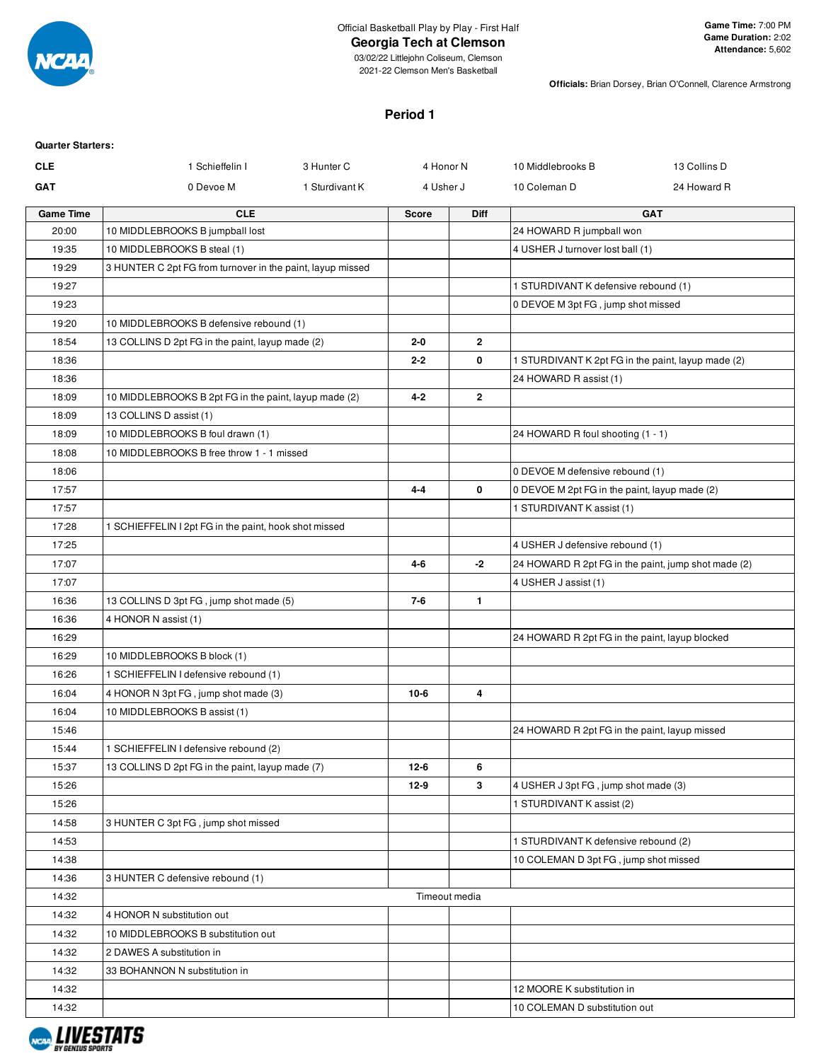Official Basketball Play by Play - First Half

# Georgia Tech at Clemson

03/02/22 Littlejohn Coliseum, Clemson
2021-22 Clemson Men's Basketball

**Game Time:** 7:00 PM
**Game Duration:** 2:02
**Attendance:** 5,602

**Officials:** Brian Dorsey, Brian O'Connell, Clarence Armstrong

## Period 1

**Quarter Starters:**

| | | | | | |
|---|---|---|---|---|---|
| CLE | 1 Schieffelin I | 3 Hunter C | 4 Honor N | 10 Middlebrooks B | 13 Collins D |
| GAT | 0 Devoe M | 1 Sturdivant K | 4 Usher J | 10 Coleman D | 24 Howard R |

| Game Time | CLE | Score | Diff | GAT |
|---|---|---|---|---|
| 20:00 | 10 MIDDLEBROOKS B jumpball lost | | | 24 HOWARD R jumpball won |
| 19:35 | 10 MIDDLEBROOKS B steal (1) | | | 4 USHER J turnover lost ball (1) |
| 19:29 | 3 HUNTER C 2pt FG from turnover in the paint, layup missed | | | |
| 19:27 | | | | 1 STURDIVANT K defensive rebound (1) |
| 19:23 | | | | 0 DEVOE M 3pt FG , jump shot missed |
| 19:20 | 10 MIDDLEBROOKS B defensive rebound (1) | | | |
| 18:54 | 13 COLLINS D 2pt FG in the paint, layup made (2) | 2-0 | 2 | |
| 18:36 | | 2-2 | 0 | 1 STURDIVANT K 2pt FG in the paint, layup made (2) |
| 18:36 | | | | 24 HOWARD R assist (1) |
| 18:09 | 10 MIDDLEBROOKS B 2pt FG in the paint, layup made (2) | 4-2 | 2 | |
| 18:09 | 13 COLLINS D assist (1) | | | |
| 18:09 | 10 MIDDLEBROOKS B foul drawn (1) | | | 24 HOWARD R foul shooting (1 - 1) |
| 18:08 | 10 MIDDLEBROOKS B free throw 1 - 1 missed | | | |
| 18:06 | | | | 0 DEVOE M defensive rebound (1) |
| 17:57 | | 4-4 | 0 | 0 DEVOE M 2pt FG in the paint, layup made (2) |
| 17:57 | | | | 1 STURDIVANT K assist (1) |
| 17:28 | 1 SCHIEFFELIN I 2pt FG in the paint, hook shot missed | | | |
| 17:25 | | | | 4 USHER J defensive rebound (1) |
| 17:07 | | 4-6 | -2 | 24 HOWARD R 2pt FG in the paint, jump shot made (2) |
| 17:07 | | | | 4 USHER J assist (1) |
| 16:36 | 13 COLLINS D 3pt FG , jump shot made (5) | 7-6 | 1 | |
| 16:36 | 4 HONOR N assist (1) | | | |
| 16:29 | | | | 24 HOWARD R 2pt FG in the paint, layup blocked |
| 16:29 | 10 MIDDLEBROOKS B block (1) | | | |
| 16:26 | 1 SCHIEFFELIN I defensive rebound (1) | | | |
| 16:04 | 4 HONOR N 3pt FG , jump shot made (3) | 10-6 | 4 | |
| 16:04 | 10 MIDDLEBROOKS B assist (1) | | | |
| 15:46 | | | | 24 HOWARD R 2pt FG in the paint, layup missed |
| 15:44 | 1 SCHIEFFELIN I defensive rebound (2) | | | |
| 15:37 | 13 COLLINS D 2pt FG in the paint, layup made (7) | 12-6 | 6 | |
| 15:26 | | 12-9 | 3 | 4 USHER J 3pt FG , jump shot made (3) |
| 15:26 | | | | 1 STURDIVANT K assist (2) |
| 14:58 | 3 HUNTER C 3pt FG , jump shot missed | | | |
| 14:53 | | | | 1 STURDIVANT K defensive rebound (2) |
| 14:38 | | | | 10 COLEMAN D 3pt FG , jump shot missed |
| 14:36 | 3 HUNTER C defensive rebound (1) | | | |
| 14:32 | | Timeout media | | |
| 14:32 | 4 HONOR N substitution out | | | |
| 14:32 | 10 MIDDLEBROOKS B substitution out | | | |
| 14:32 | 2 DAWES A substitution in | | | |
| 14:32 | 33 BOHANNON N substitution in | | | |
| 14:32 | | | | 12 MOORE K substitution in |
| 14:32 | | | | 10 COLEMAN D substitution out |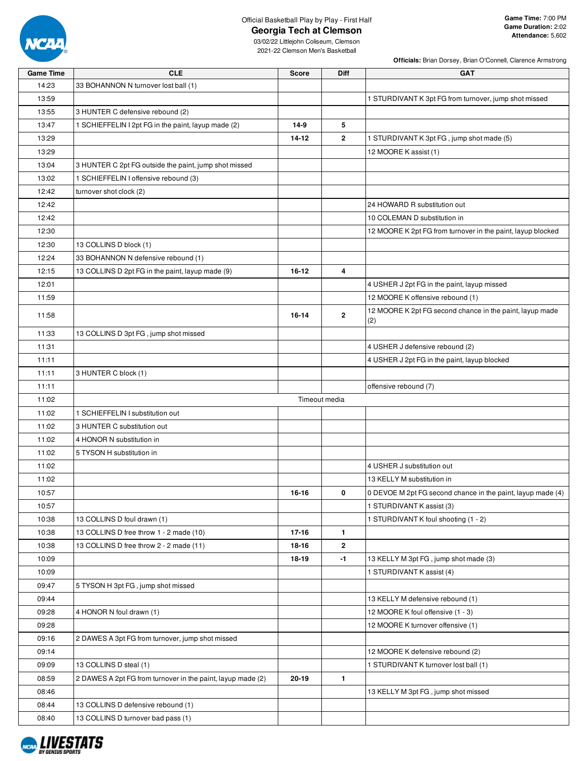Official Basketball Play by Play - First Half

# Georgia Tech at Clemson

03/02/22 Littlejohn Coliseum, Clemson
2021-22 Clemson Men's Basketball

**Game Time:** 7:00 PM
**Game Duration:** 2:02
**Attendance:** 5,602

**Officials:** Brian Dorsey, Brian O'Connell, Clarence Armstrong

| Game Time | CLE | Score | Diff | GAT |
|---|---|---|---|---|
| 14:23 | 33 BOHANNON N turnover lost ball (1) | | | |
| 13:59 | | | | 1 STURDIVANT K 3pt FG from turnover, jump shot missed |
| 13:55 | 3 HUNTER C defensive rebound (2) | | | |
| 13:47 | 1 SCHIEFFELIN I 2pt FG in the paint, layup made (2) | **14-9** | **5** | |
| 13:29 | | **14-12** | **2** | 1 STURDIVANT K 3pt FG , jump shot made (5) |
| 13:29 | | | | 12 MOORE K assist (1) |
| 13:04 | 3 HUNTER C 2pt FG outside the paint, jump shot missed | | | |
| 13:02 | 1 SCHIEFFELIN I offensive rebound (3) | | | |
| 12:42 | turnover shot clock (2) | | | |
| 12:42 | | | | 24 HOWARD R substitution out |
| 12:42 | | | | 10 COLEMAN D substitution in |
| 12:30 | | | | 12 MOORE K 2pt FG from turnover in the paint, layup blocked |
| 12:30 | 13 COLLINS D block (1) | | | |
| 12:24 | 33 BOHANNON N defensive rebound (1) | | | |
| 12:15 | 13 COLLINS D 2pt FG in the paint, layup made (9) | **16-12** | **4** | |
| 12:01 | | | | 4 USHER J 2pt FG in the paint, layup missed |
| 11:59 | | | | 12 MOORE K offensive rebound (1) |
| 11:58 | | **16-14** | **2** | 12 MOORE K 2pt FG second chance in the paint, layup made (2) |
| 11:33 | 13 COLLINS D 3pt FG , jump shot missed | | | |
| 11:31 | | | | 4 USHER J defensive rebound (2) |
| 11:11 | | | | 4 USHER J 2pt FG in the paint, layup blocked |
| 11:11 | 3 HUNTER C block (1) | | | |
| 11:11 | | | | offensive rebound (7) |
| 11:02 | Timeout media | | | |
| 11:02 | 1 SCHIEFFELIN I substitution out | | | |
| 11:02 | 3 HUNTER C substitution out | | | |
| 11:02 | 4 HONOR N substitution in | | | |
| 11:02 | 5 TYSON H substitution in | | | |
| 11:02 | | | | 4 USHER J substitution out |
| 11:02 | | | | 13 KELLY M substitution in |
| 10:57 | | **16-16** | **0** | 0 DEVOE M 2pt FG second chance in the paint, layup made (4) |
| 10:57 | | | | 1 STURDIVANT K assist (3) |
| 10:38 | 13 COLLINS D foul drawn (1) | | | 1 STURDIVANT K foul shooting (1 - 2) |
| 10:38 | 13 COLLINS D free throw 1 - 2 made (10) | **17-16** | **1** | |
| 10:38 | 13 COLLINS D free throw 2 - 2 made (11) | **18-16** | **2** | |
| 10:09 | | **18-19** | **-1** | 13 KELLY M 3pt FG , jump shot made (3) |
| 10:09 | | | | 1 STURDIVANT K assist (4) |
| 09:47 | 5 TYSON H 3pt FG , jump shot missed | | | |
| 09:44 | | | | 13 KELLY M defensive rebound (1) |
| 09:28 | 4 HONOR N foul drawn (1) | | | 12 MOORE K foul offensive (1 - 3) |
| 09:28 | | | | 12 MOORE K turnover offensive (1) |
| 09:16 | 2 DAWES A 3pt FG from turnover, jump shot missed | | | |
| 09:14 | | | | 12 MOORE K defensive rebound (2) |
| 09:09 | 13 COLLINS D steal (1) | | | 1 STURDIVANT K turnover lost ball (1) |
| 08:59 | 2 DAWES A 2pt FG from turnover in the paint, layup made (2) | **20-19** | **1** | |
| 08:46 | | | | 13 KELLY M 3pt FG , jump shot missed |
| 08:44 | 13 COLLINS D defensive rebound (1) | | | |
| 08:40 | 13 COLLINS D turnover bad pass (1) | | | |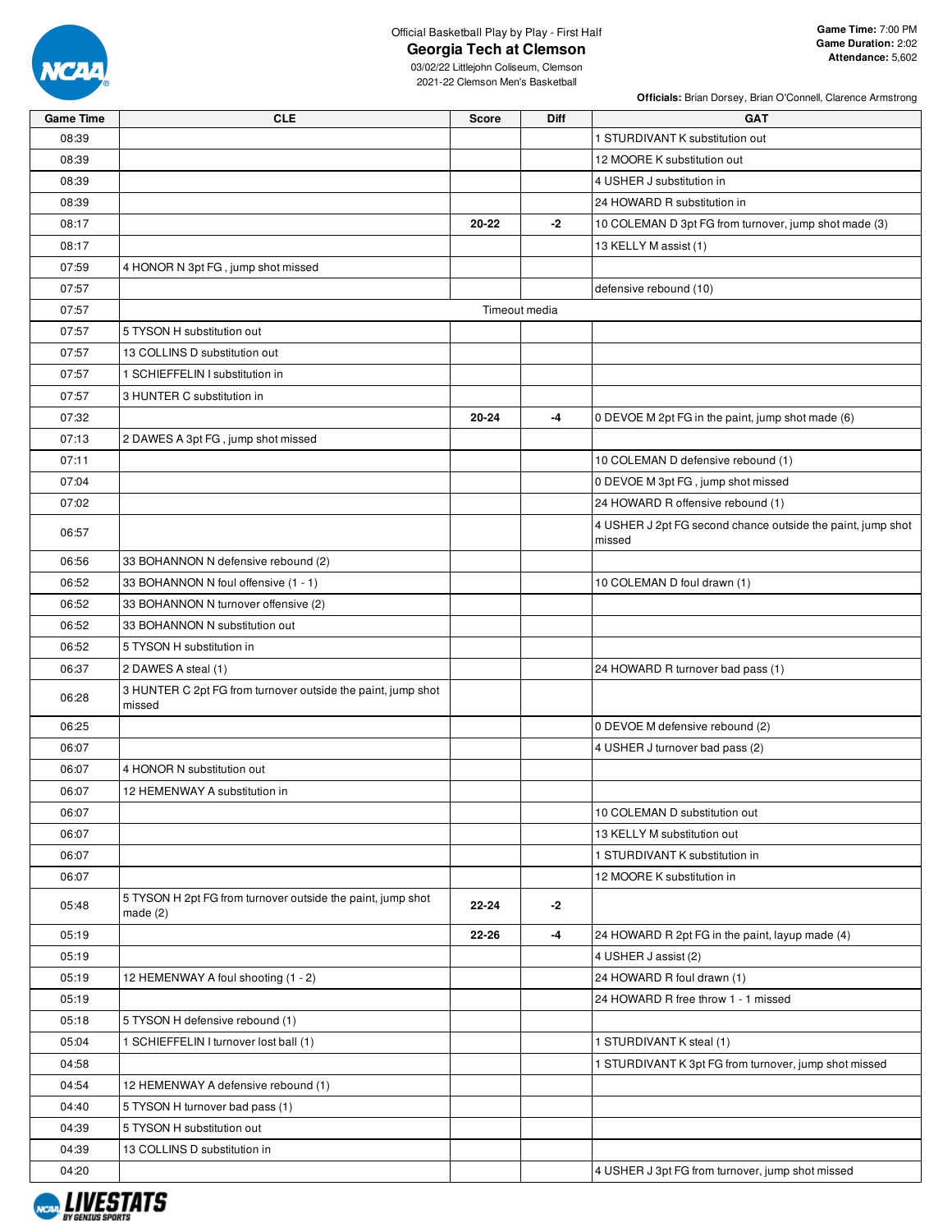Official Basketball Play by Play - First Half

## Georgia Tech at Clemson

03/02/22 Littlejohn Coliseum, Clemson
2021-22 Clemson Men's Basketball

**Game Time:** 7:00 PM
**Game Duration:** 2:02
**Attendance:** 5,602

**Officials:** Brian Dorsey, Brian O'Connell, Clarence Armstrong

| Game Time | CLE | Score | Diff | GAT |
|---|---|---|---|---|
| 08:39 | | | | 1 STURDIVANT K substitution out |
| 08:39 | | | | 12 MOORE K substitution out |
| 08:39 | | | | 4 USHER J substitution in |
| 08:39 | | | | 24 HOWARD R substitution in |
| 08:17 | | 20-22 | -2 | 10 COLEMAN D 3pt FG from turnover, jump shot made (3) |
| 08:17 | | | | 13 KELLY M assist (1) |
| 07:59 | 4 HONOR N 3pt FG , jump shot missed | | | |
| 07:57 | | | | defensive rebound (10) |
| 07:57 | Timeout media | | | |
| 07:57 | 5 TYSON H substitution out | | | |
| 07:57 | 13 COLLINS D substitution out | | | |
| 07:57 | 1 SCHIEFFELIN I substitution in | | | |
| 07:57 | 3 HUNTER C substitution in | | | |
| 07:32 | | 20-24 | -4 | 0 DEVOE M 2pt FG in the paint, jump shot made (6) |
| 07:13 | 2 DAWES A 3pt FG , jump shot missed | | | |
| 07:11 | | | | 10 COLEMAN D defensive rebound (1) |
| 07:04 | | | | 0 DEVOE M 3pt FG , jump shot missed |
| 07:02 | | | | 24 HOWARD R offensive rebound (1) |
| 06:57 | | | | 4 USHER J 2pt FG second chance outside the paint, jump shot missed |
| 06:56 | 33 BOHANNON N defensive rebound (2) | | | |
| 06:52 | 33 BOHANNON N foul offensive (1 - 1) | | | 10 COLEMAN D foul drawn (1) |
| 06:52 | 33 BOHANNON N turnover offensive (2) | | | |
| 06:52 | 33 BOHANNON N substitution out | | | |
| 06:52 | 5 TYSON H substitution in | | | |
| 06:37 | 2 DAWES A steal (1) | | | 24 HOWARD R turnover bad pass (1) |
| 06:28 | 3 HUNTER C 2pt FG from turnover outside the paint, jump shot missed | | | |
| 06:25 | | | | 0 DEVOE M defensive rebound (2) |
| 06:07 | | | | 4 USHER J turnover bad pass (2) |
| 06:07 | 4 HONOR N substitution out | | | |
| 06:07 | 12 HEMENWAY A substitution in | | | |
| 06:07 | | | | 10 COLEMAN D substitution out |
| 06:07 | | | | 13 KELLY M substitution out |
| 06:07 | | | | 1 STURDIVANT K substitution in |
| 06:07 | | | | 12 MOORE K substitution in |
| 05:48 | 5 TYSON H 2pt FG from turnover outside the paint, jump shot made (2) | 22-24 | -2 | |
| 05:19 | | 22-26 | -4 | 24 HOWARD R 2pt FG in the paint, layup made (4) |
| 05:19 | | | | 4 USHER J assist (2) |
| 05:19 | 12 HEMENWAY A foul shooting (1 - 2) | | | 24 HOWARD R foul drawn (1) |
| 05:19 | | | | 24 HOWARD R free throw 1 - 1 missed |
| 05:18 | 5 TYSON H defensive rebound (1) | | | |
| 05:04 | 1 SCHIEFFELIN I turnover lost ball (1) | | | 1 STURDIVANT K steal (1) |
| 04:58 | | | | 1 STURDIVANT K 3pt FG from turnover, jump shot missed |
| 04:54 | 12 HEMENWAY A defensive rebound (1) | | | |
| 04:40 | 5 TYSON H turnover bad pass (1) | | | |
| 04:39 | 5 TYSON H substitution out | | | |
| 04:39 | 13 COLLINS D substitution in | | | |
| 04:20 | | | | 4 USHER J 3pt FG from turnover, jump shot missed |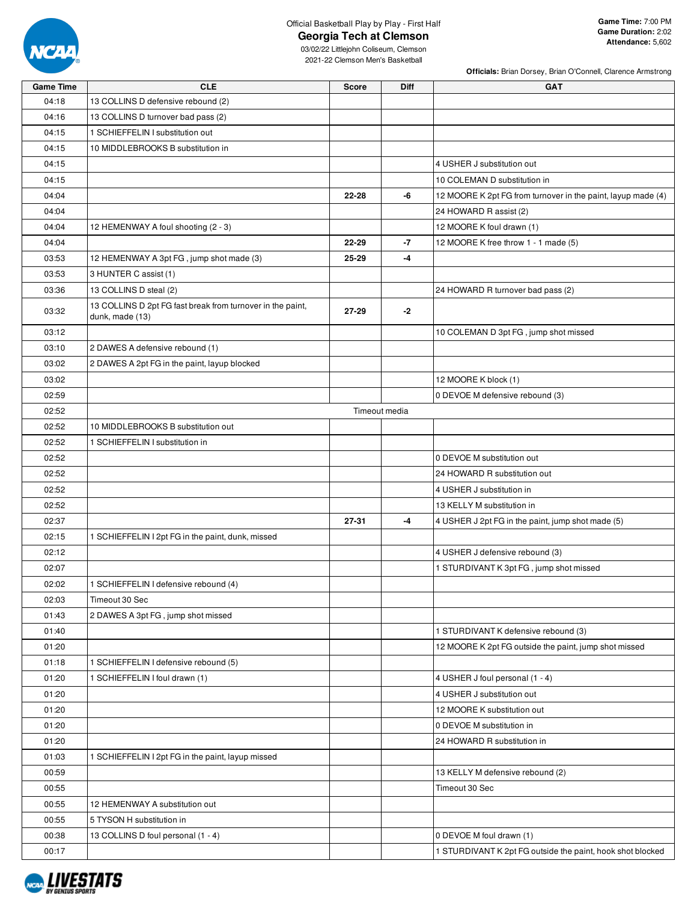Official Basketball Play by Play - First Half

# Georgia Tech at Clemson

03/02/22 Littlejohn Coliseum, Clemson
2021-22 Clemson Men's Basketball

**Game Time:** 7:00 PM
**Game Duration:** 2:02
**Attendance:** 5,602

**Officials:** Brian Dorsey, Brian O'Connell, Clarence Armstrong

| Game Time | CLE | Score | Diff | GAT |
|---|---|---|---|---|
| 04:18 | 13 COLLINS D defensive rebound (2) | | | |
| 04:16 | 13 COLLINS D turnover bad pass (2) | | | |
| 04:15 | 1 SCHIEFFELIN I substitution out | | | |
| 04:15 | 10 MIDDLEBROOKS B substitution in | | | |
| 04:15 | | | | 4 USHER J substitution out |
| 04:15 | | | | 10 COLEMAN D substitution in |
| 04:04 | | 22-28 | -6 | 12 MOORE K 2pt FG from turnover in the paint, layup made (4) |
| 04:04 | | | | 24 HOWARD R assist (2) |
| 04:04 | 12 HEMENWAY A foul shooting (2 - 3) | | | 12 MOORE K foul drawn (1) |
| 04:04 | | 22-29 | -7 | 12 MOORE K free throw 1 - 1 made (5) |
| 03:53 | 12 HEMENWAY A 3pt FG , jump shot made (3) | 25-29 | -4 | |
| 03:53 | 3 HUNTER C assist (1) | | | |
| 03:36 | 13 COLLINS D steal (2) | | | 24 HOWARD R turnover bad pass (2) |
| 03:32 | 13 COLLINS D 2pt FG fast break from turnover in the paint, dunk, made (13) | 27-29 | -2 | |
| 03:12 | | | | 10 COLEMAN D 3pt FG , jump shot missed |
| 03:10 | 2 DAWES A defensive rebound (1) | | | |
| 03:02 | 2 DAWES A 2pt FG in the paint, layup blocked | | | |
| 03:02 | | | | 12 MOORE K block (1) |
| 02:59 | | | | 0 DEVOE M defensive rebound (3) |
| 02:52 | Timeout media | | | |
| 02:52 | 10 MIDDLEBROOKS B substitution out | | | |
| 02:52 | 1 SCHIEFFELIN I substitution in | | | |
| 02:52 | | | | 0 DEVOE M substitution out |
| 02:52 | | | | 24 HOWARD R substitution out |
| 02:52 | | | | 4 USHER J substitution in |
| 02:52 | | | | 13 KELLY M substitution in |
| 02:37 | | 27-31 | -4 | 4 USHER J 2pt FG in the paint, jump shot made (5) |
| 02:15 | 1 SCHIEFFELIN I 2pt FG in the paint, dunk, missed | | | |
| 02:12 | | | | 4 USHER J defensive rebound (3) |
| 02:07 | | | | 1 STURDIVANT K 3pt FG , jump shot missed |
| 02:02 | 1 SCHIEFFELIN I defensive rebound (4) | | | |
| 02:03 | Timeout 30 Sec | | | |
| 01:43 | 2 DAWES A 3pt FG , jump shot missed | | | |
| 01:40 | | | | 1 STURDIVANT K defensive rebound (3) |
| 01:20 | | | | 12 MOORE K 2pt FG outside the paint, jump shot missed |
| 01:18 | 1 SCHIEFFELIN I defensive rebound (5) | | | |
| 01:20 | 1 SCHIEFFELIN I foul drawn (1) | | | 4 USHER J foul personal (1 - 4) |
| 01:20 | | | | 4 USHER J substitution out |
| 01:20 | | | | 12 MOORE K substitution out |
| 01:20 | | | | 0 DEVOE M substitution in |
| 01:20 | | | | 24 HOWARD R substitution in |
| 01:03 | 1 SCHIEFFELIN I 2pt FG in the paint, layup missed | | | |
| 00:59 | | | | 13 KELLY M defensive rebound (2) |
| 00:55 | | | | Timeout 30 Sec |
| 00:55 | 12 HEMENWAY A substitution out | | | |
| 00:55 | 5 TYSON H substitution in | | | |
| 00:38 | 13 COLLINS D foul personal (1 - 4) | | | 0 DEVOE M foul drawn (1) |
| 00:17 | | | | 1 STURDIVANT K 2pt FG outside the paint, hook shot blocked |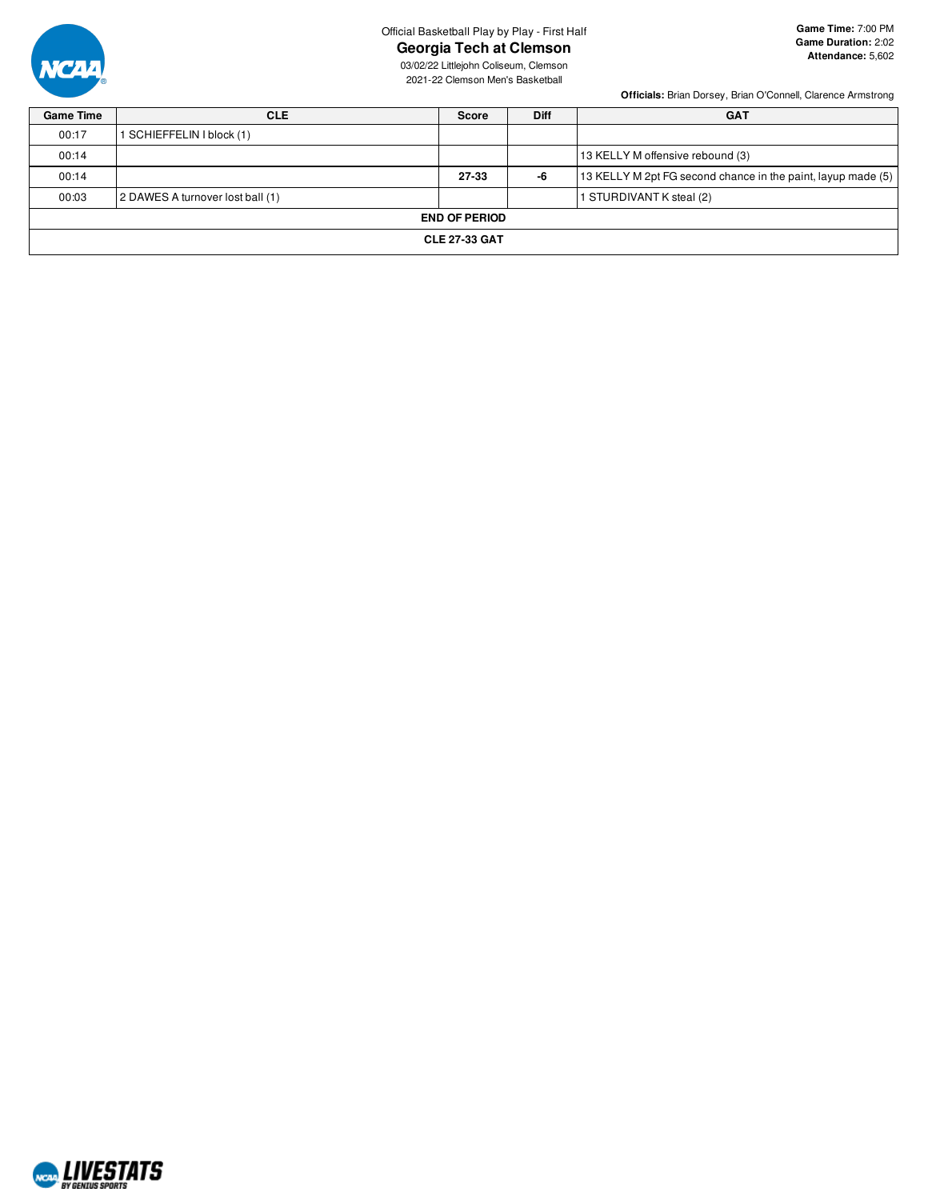Official Basketball Play by Play - First Half

# Georgia Tech at Clemson

03/02/22 Littlejohn Coliseum, Clemson
2021-22 Clemson Men's Basketball

**Game Time:** 7:00 PM
**Game Duration:** 2:02
**Attendance:** 5,602

**Officials:** Brian Dorsey, Brian O'Connell, Clarence Armstrong

| Game Time | CLE | Score | Diff | GAT |
|---|---|---|---|---|
| 00:17 | 1 SCHIEFFELIN I block (1) | | | |
| 00:14 | | | | 13 KELLY M offensive rebound (3) |
| 00:14 | | 27-33 | -6 | 13 KELLY M 2pt FG second chance in the paint, layup made (5) |
| 00:03 | 2 DAWES A turnover lost ball (1) | | | 1 STURDIVANT K steal (2) |
| END OF PERIOD | | | | |
| CLE 27-33 GAT | | | | |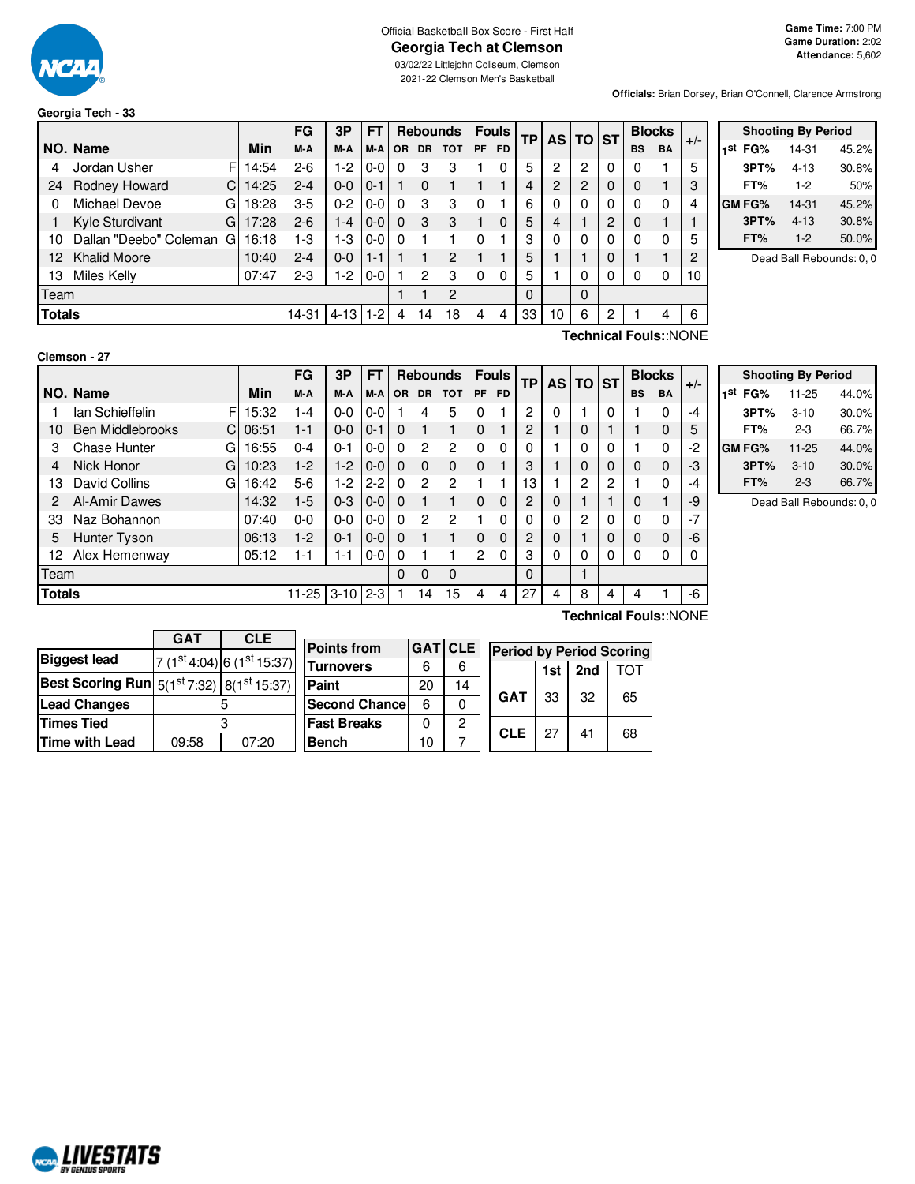Official Basketball Box Score - First Half

# Georgia Tech at Clemson

03/02/22 Littlejohn Coliseum, Clemson
2021-22 Clemson Men's Basketball

**Game Time:** 7:00 PM
**Game Duration:** 2:02
**Attendance:** 5,602

**Officials:** Brian Dorsey, Brian O'Connell, Clarence Armstrong

## Georgia Tech - 33

| NO. | Name | | Min | FG M-A | 3P M-A | FT M-A | Rebounds OR | DR | TOT | Fouls PF | FD | TP | AS | TO | ST | Blocks BS | BA | +/- |
|---|---|---|---|---|---|---|---|---|---|---|---|---|---|---|---|---|---|---|
| 4 | Jordan Usher | F | 14:54 | 2-6 | 1-2 | 0-0 | 0 | 3 | 3 | 1 | 0 | 5 | 2 | 2 | 0 | 0 | 1 | 5 |
| 24 | Rodney Howard | C | 14:25 | 2-4 | 0-0 | 0-1 | 1 | 0 | 1 | 1 | 1 | 4 | 2 | 2 | 0 | 0 | 1 | 3 |
| 0 | Michael Devoe | G | 18:28 | 3-5 | 0-2 | 0-0 | 0 | 3 | 3 | 0 | 1 | 6 | 0 | 0 | 0 | 0 | 0 | 4 |
| 1 | Kyle Sturdivant | G | 17:28 | 2-6 | 1-4 | 0-0 | 0 | 3 | 3 | 1 | 0 | 5 | 4 | 1 | 2 | 0 | 1 | 1 |
| 10 | Dallan "Deebo" Coleman | G | 16:18 | 1-3 | 1-3 | 0-0 | 0 | 1 | 1 | 0 | 1 | 3 | 0 | 0 | 0 | 0 | 0 | 5 |
| 12 | Khalid Moore | | 10:40 | 2-4 | 0-0 | 1-1 | 1 | 1 | 2 | 1 | 1 | 5 | 1 | 1 | 0 | 1 | 1 | 2 |
| 13 | Miles Kelly | | 07:47 | 2-3 | 1-2 | 0-0 | 1 | 2 | 3 | 0 | 0 | 5 | 1 | 0 | 0 | 0 | 0 | 10 |
| | Team | | | | | | 1 | 1 | 2 | | | 0 | | 0 | | | | |
| | **Totals** | | | 14-31 | 4-13 | 1-2 | 4 | 14 | 18 | 4 | 4 | 33 | 10 | 6 | 2 | 1 | 4 | 6 |

**Technical Fouls:**:NONE

| Shooting By Period | | |
|---|---|---|
| 1st FG% | 14-31 | 45.2% |
| 3PT% | 4-13 | 30.8% |
| FT% | 1-2 | 50% |
| GM FG% | 14-31 | 45.2% |
| 3PT% | 4-13 | 30.8% |
| FT% | 1-2 | 50.0% |

Dead Ball Rebounds: 0, 0

## Clemson - 27

| NO. | Name | | Min | FG M-A | 3P M-A | FT M-A | Rebounds OR | DR | TOT | Fouls PF | FD | TP | AS | TO | ST | Blocks BS | BA | +/- |
|---|---|---|---|---|---|---|---|---|---|---|---|---|---|---|---|---|---|---|
| 1 | Ian Schieffelin | F | 15:32 | 1-4 | 0-0 | 0-0 | 1 | 4 | 5 | 0 | 1 | 2 | 0 | 1 | 0 | 1 | 0 | -4 |
| 10 | Ben Middlebrooks | C | 06:51 | 1-1 | 0-0 | 0-1 | 0 | 1 | 1 | 0 | 1 | 2 | 1 | 0 | 1 | 1 | 0 | 5 |
| 3 | Chase Hunter | G | 16:55 | 0-4 | 0-1 | 0-0 | 0 | 2 | 2 | 0 | 0 | 0 | 1 | 0 | 0 | 1 | 0 | -2 |
| 4 | Nick Honor | G | 10:23 | 1-2 | 1-2 | 0-0 | 0 | 0 | 0 | 0 | 1 | 3 | 1 | 0 | 0 | 0 | 0 | -3 |
| 13 | David Collins | G | 16:42 | 5-6 | 1-2 | 2-2 | 0 | 2 | 2 | 1 | 1 | 13 | 1 | 2 | 2 | 1 | 0 | -4 |
| 2 | Al-Amir Dawes | | 14:32 | 1-5 | 0-3 | 0-0 | 0 | 1 | 1 | 0 | 0 | 2 | 0 | 1 | 1 | 0 | 1 | -9 |
| 33 | Naz Bohannon | | 07:40 | 0-0 | 0-0 | 0-0 | 0 | 2 | 2 | 1 | 0 | 0 | 0 | 2 | 0 | 0 | 0 | -7 |
| 5 | Hunter Tyson | | 06:13 | 1-2 | 0-1 | 0-0 | 0 | 1 | 1 | 0 | 0 | 2 | 0 | 1 | 0 | 0 | 0 | -6 |
| 12 | Alex Hemenway | | 05:12 | 1-1 | 1-1 | 0-0 | 0 | 1 | 1 | 2 | 0 | 3 | 0 | 0 | 0 | 0 | 0 | 0 |
| | Team | | | | | | 0 | 0 | 0 | | | 0 | | 1 | | | | |
| | **Totals** | | | 11-25 | 3-10 | 2-3 | 1 | 14 | 15 | 4 | 4 | 27 | 4 | 8 | 4 | 4 | 1 | -6 |

**Technical Fouls:**:NONE

| Shooting By Period | | |
|---|---|---|
| 1st FG% | 11-25 | 44.0% |
| 3PT% | 3-10 | 30.0% |
| FT% | 2-3 | 66.7% |
| GM FG% | 11-25 | 44.0% |
| 3PT% | 3-10 | 30.0% |
| FT% | 2-3 | 66.7% |

Dead Ball Rebounds: 0, 0

| | GAT | CLE |
|---|---|---|
| **Biggest lead** | 7 (1st 4:04) | 6 (1st 15:37) |
| **Best Scoring Run** | 5(1st 7:32) | 8(1st 15:37) |
| **Lead Changes** | 5 | |
| **Times Tied** | 3 | |
| **Time with Lead** | 09:58 | 07:20 |

| Points from | GAT | CLE |
|---|---|---|
| Turnovers | 6 | 6 |
| Paint | 20 | 14 |
| Second Chance | 6 | 0 |
| Fast Breaks | 0 | 2 |
| Bench | 10 | 7 |

| Period by Period Scoring | 1st | 2nd | TOT |
|---|---|---|---|
| GAT | 33 | 32 | 65 |
| CLE | 27 | 41 | 68 |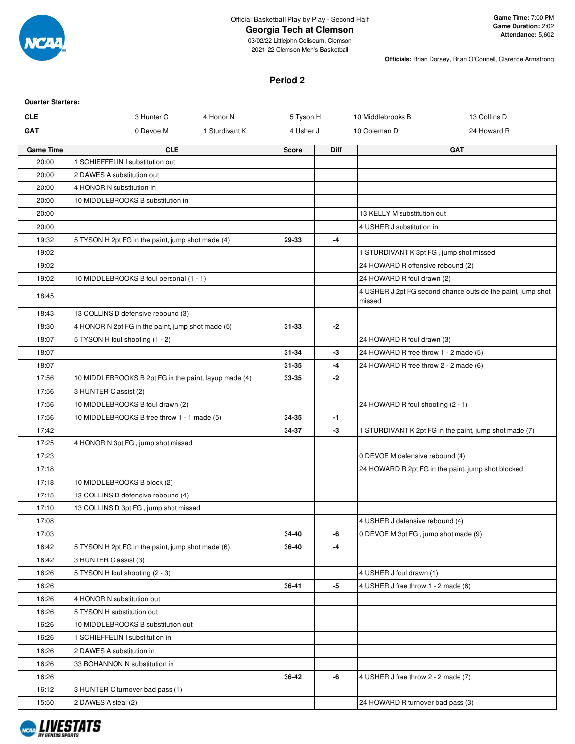Official Basketball Play by Play - Second Half

# Georgia Tech at Clemson

03/02/22 Littlejohn Coliseum, Clemson
2021-22 Clemson Men's Basketball

**Game Time:** 7:00 PM
**Game Duration:** 2:02
**Attendance:** 5,602

**Officials:** Brian Dorsey, Brian O'Connell, Clarence Armstrong

## Period 2

**Quarter Starters:**

| | | | | | |
|---|---|---|---|---|---|
| **CLE** | 3 Hunter C | 4 Honor N | 5 Tyson H | 10 Middlebrooks B | 13 Collins D |
| **GAT** | 0 Devoe M | 1 Sturdivant K | 4 Usher J | 10 Coleman D | 24 Howard R |

| Game Time | CLE | Score | Diff | GAT |
|---|---|---|---|---|
| 20:00 | 1 SCHIEFFELIN I substitution out | | | |
| 20:00 | 2 DAWES A substitution out | | | |
| 20:00 | 4 HONOR N substitution in | | | |
| 20:00 | 10 MIDDLEBROOKS B substitution in | | | |
| 20:00 | | | | 13 KELLY M substitution out |
| 20:00 | | | | 4 USHER J substitution in |
| 19:32 | 5 TYSON H 2pt FG in the paint, jump shot made (4) | 29-33 | -4 | |
| 19:02 | | | | 1 STURDIVANT K 3pt FG , jump shot missed |
| 19:02 | | | | 24 HOWARD R offensive rebound (2) |
| 19:02 | 10 MIDDLEBROOKS B foul personal (1 - 1) | | | 24 HOWARD R foul drawn (2) |
| 18:45 | | | | 4 USHER J 2pt FG second chance outside the paint, jump shot missed |
| 18:43 | 13 COLLINS D defensive rebound (3) | | | |
| 18:30 | 4 HONOR N 2pt FG in the paint, jump shot made (5) | 31-33 | -2 | |
| 18:07 | 5 TYSON H foul shooting (1 - 2) | | | 24 HOWARD R foul drawn (3) |
| 18:07 | | 31-34 | -3 | 24 HOWARD R free throw 1 - 2 made (5) |
| 18:07 | | 31-35 | -4 | 24 HOWARD R free throw 2 - 2 made (6) |
| 17:56 | 10 MIDDLEBROOKS B 2pt FG in the paint, layup made (4) | 33-35 | -2 | |
| 17:56 | 3 HUNTER C assist (2) | | | |
| 17:56 | 10 MIDDLEBROOKS B foul drawn (2) | | | 24 HOWARD R foul shooting (2 - 1) |
| 17:56 | 10 MIDDLEBROOKS B free throw 1 - 1 made (5) | 34-35 | -1 | |
| 17:42 | | 34-37 | -3 | 1 STURDIVANT K 2pt FG in the paint, jump shot made (7) |
| 17:25 | 4 HONOR N 3pt FG , jump shot missed | | | |
| 17:23 | | | | 0 DEVOE M defensive rebound (4) |
| 17:18 | | | | 24 HOWARD R 2pt FG in the paint, jump shot blocked |
| 17:18 | 10 MIDDLEBROOKS B block (2) | | | |
| 17:15 | 13 COLLINS D defensive rebound (4) | | | |
| 17:10 | 13 COLLINS D 3pt FG , jump shot missed | | | |
| 17:08 | | | | 4 USHER J defensive rebound (4) |
| 17:03 | | 34-40 | -6 | 0 DEVOE M 3pt FG , jump shot made (9) |
| 16:42 | 5 TYSON H 2pt FG in the paint, jump shot made (6) | 36-40 | -4 | |
| 16:42 | 3 HUNTER C assist (3) | | | |
| 16:26 | 5 TYSON H foul shooting (2 - 3) | | | 4 USHER J foul drawn (1) |
| 16:26 | | 36-41 | -5 | 4 USHER J free throw 1 - 2 made (6) |
| 16:26 | 4 HONOR N substitution out | | | |
| 16:26 | 5 TYSON H substitution out | | | |
| 16:26 | 10 MIDDLEBROOKS B substitution out | | | |
| 16:26 | 1 SCHIEFFELIN I substitution in | | | |
| 16:26 | 2 DAWES A substitution in | | | |
| 16:26 | 33 BOHANNON N substitution in | | | |
| 16:26 | | 36-42 | -6 | 4 USHER J free throw 2 - 2 made (7) |
| 16:12 | 3 HUNTER C turnover bad pass (1) | | | |
| 15:50 | 2 DAWES A steal (2) | | | 24 HOWARD R turnover bad pass (3) |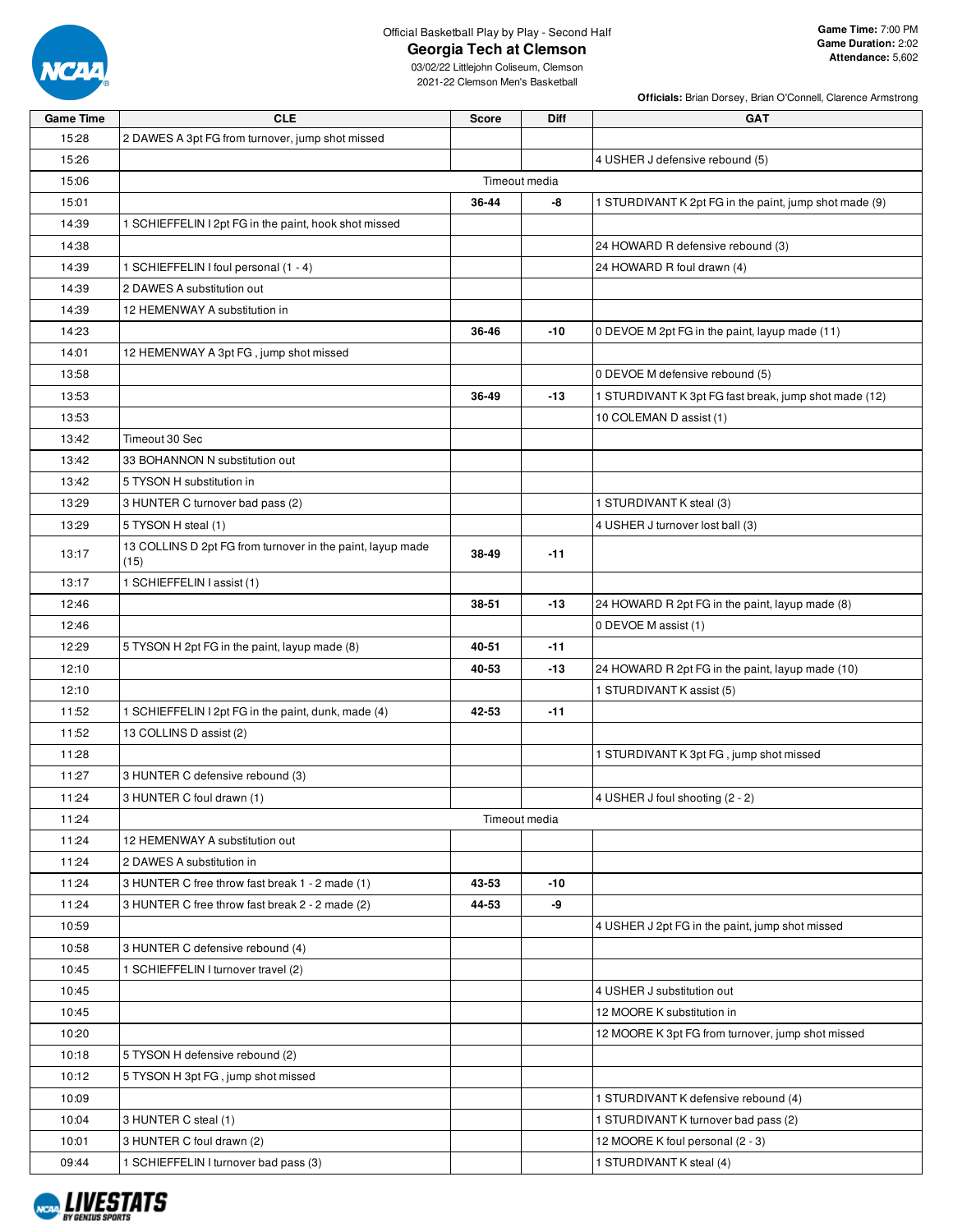Official Basketball Play by Play - Second Half

# Georgia Tech at Clemson

03/02/22 Littlejohn Coliseum, Clemson
2021-22 Clemson Men's Basketball

**Game Time:** 7:00 PM
**Game Duration:** 2:02
**Attendance:** 5,602

**Officials:** Brian Dorsey, Brian O'Connell, Clarence Armstrong

| Game Time | CLE | Score | Diff | GAT |
|---|---|---|---|---|
| 15:28 | 2 DAWES A 3pt FG from turnover, jump shot missed | | | |
| 15:26 | | | | 4 USHER J defensive rebound (5) |
| 15:06 | Timeout media | | | |
| 15:01 | | 36-44 | -8 | 1 STURDIVANT K 2pt FG in the paint, jump shot made (9) |
| 14:39 | 1 SCHIEFFELIN I 2pt FG in the paint, hook shot missed | | | |
| 14:38 | | | | 24 HOWARD R defensive rebound (3) |
| 14:39 | 1 SCHIEFFELIN I foul personal (1 - 4) | | | 24 HOWARD R foul drawn (4) |
| 14:39 | 2 DAWES A substitution out | | | |
| 14:39 | 12 HEMENWAY A substitution in | | | |
| 14:23 | | 36-46 | -10 | 0 DEVOE M 2pt FG in the paint, layup made (11) |
| 14:01 | 12 HEMENWAY A 3pt FG , jump shot missed | | | |
| 13:58 | | | | 0 DEVOE M defensive rebound (5) |
| 13:53 | | 36-49 | -13 | 1 STURDIVANT K 3pt FG fast break, jump shot made (12) |
| 13:53 | | | | 10 COLEMAN D assist (1) |
| 13:42 | Timeout 30 Sec | | | |
| 13:42 | 33 BOHANNON N substitution out | | | |
| 13:42 | 5 TYSON H substitution in | | | |
| 13:29 | 3 HUNTER C turnover bad pass (2) | | | 1 STURDIVANT K steal (3) |
| 13:29 | 5 TYSON H steal (1) | | | 4 USHER J turnover lost ball (3) |
| 13:17 | 13 COLLINS D 2pt FG from turnover in the paint, layup made (15) | 38-49 | -11 | |
| 13:17 | 1 SCHIEFFELIN I assist (1) | | | |
| 12:46 | | 38-51 | -13 | 24 HOWARD R 2pt FG in the paint, layup made (8) |
| 12:46 | | | | 0 DEVOE M assist (1) |
| 12:29 | 5 TYSON H 2pt FG in the paint, layup made (8) | 40-51 | -11 | |
| 12:10 | | 40-53 | -13 | 24 HOWARD R 2pt FG in the paint, layup made (10) |
| 12:10 | | | | 1 STURDIVANT K assist (5) |
| 11:52 | 1 SCHIEFFELIN I 2pt FG in the paint, dunk, made (4) | 42-53 | -11 | |
| 11:52 | 13 COLLINS D assist (2) | | | |
| 11:28 | | | | 1 STURDIVANT K 3pt FG , jump shot missed |
| 11:27 | 3 HUNTER C defensive rebound (3) | | | |
| 11:24 | 3 HUNTER C foul drawn (1) | | | 4 USHER J foul shooting (2 - 2) |
| 11:24 | Timeout media | | | |
| 11:24 | 12 HEMENWAY A substitution out | | | |
| 11:24 | 2 DAWES A substitution in | | | |
| 11:24 | 3 HUNTER C free throw fast break 1 - 2 made (1) | 43-53 | -10 | |
| 11:24 | 3 HUNTER C free throw fast break 2 - 2 made (2) | 44-53 | -9 | |
| 10:59 | | | | 4 USHER J 2pt FG in the paint, jump shot missed |
| 10:58 | 3 HUNTER C defensive rebound (4) | | | |
| 10:45 | 1 SCHIEFFELIN I turnover travel (2) | | | |
| 10:45 | | | | 4 USHER J substitution out |
| 10:45 | | | | 12 MOORE K substitution in |
| 10:20 | | | | 12 MOORE K 3pt FG from turnover, jump shot missed |
| 10:18 | 5 TYSON H defensive rebound (2) | | | |
| 10:12 | 5 TYSON H 3pt FG , jump shot missed | | | |
| 10:09 | | | | 1 STURDIVANT K defensive rebound (4) |
| 10:04 | 3 HUNTER C steal (1) | | | 1 STURDIVANT K turnover bad pass (2) |
| 10:01 | 3 HUNTER C foul drawn (2) | | | 12 MOORE K foul personal (2 - 3) |
| 09:44 | 1 SCHIEFFELIN I turnover bad pass (3) | | | 1 STURDIVANT K steal (4) |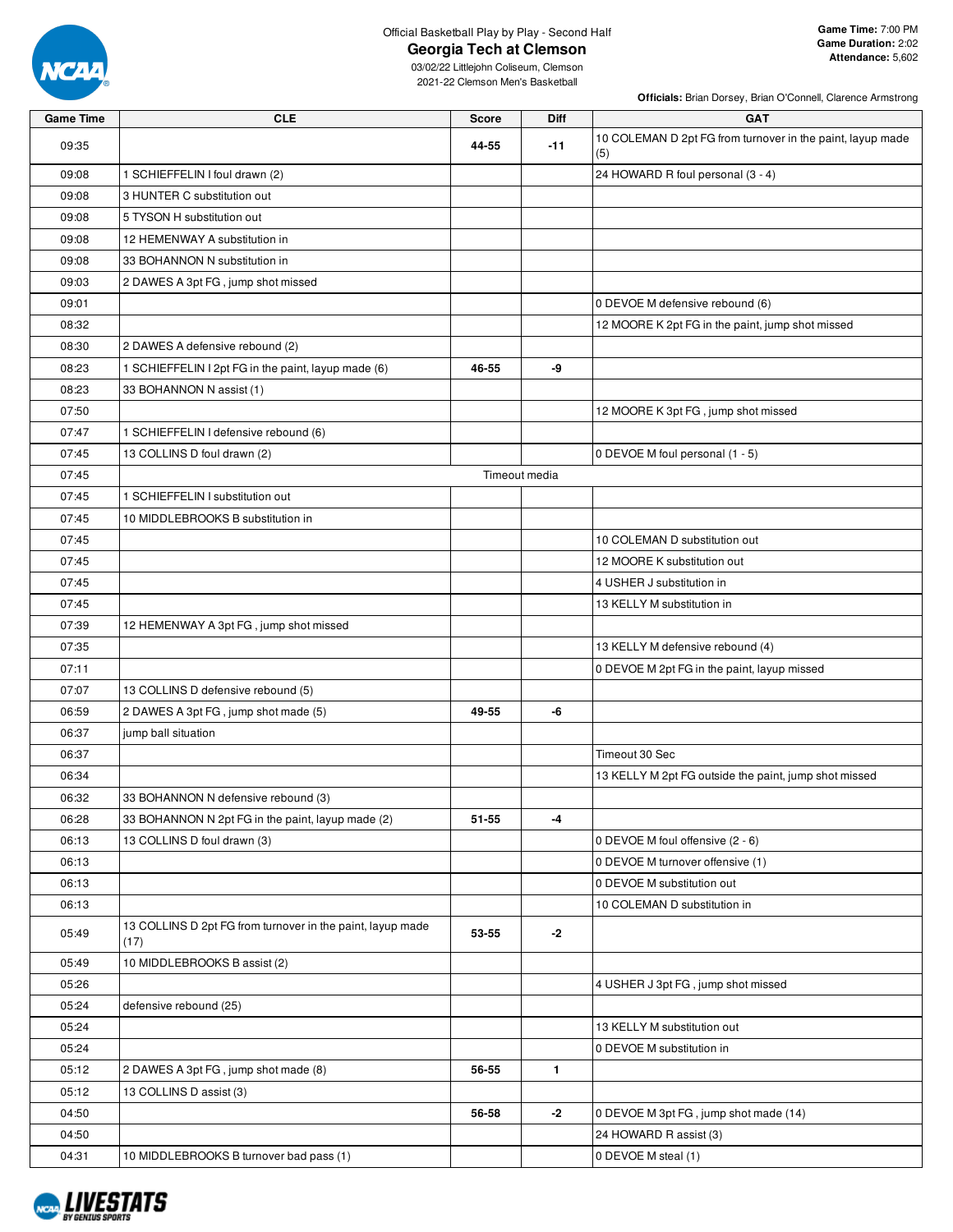Official Basketball Play by Play - Second Half

# Georgia Tech at Clemson

03/02/22 Littlejohn Coliseum, Clemson
2021-22 Clemson Men's Basketball

**Game Time:** 7:00 PM
**Game Duration:** 2:02
**Attendance:** 5,602

**Officials:** Brian Dorsey, Brian O'Connell, Clarence Armstrong

| Game Time | CLE | Score | Diff | GAT |
|---|---|---|---|---|
| 09:35 | | 44-55 | -11 | 10 COLEMAN D 2pt FG from turnover in the paint, layup made (5) |
| 09:08 | 1 SCHIEFFELIN I foul drawn (2) | | | 24 HOWARD R foul personal (3 - 4) |
| 09:08 | 3 HUNTER C substitution out | | | |
| 09:08 | 5 TYSON H substitution out | | | |
| 09:08 | 12 HEMENWAY A substitution in | | | |
| 09:08 | 33 BOHANNON N substitution in | | | |
| 09:03 | 2 DAWES A 3pt FG , jump shot missed | | | |
| 09:01 | | | | 0 DEVOE M defensive rebound (6) |
| 08:32 | | | | 12 MOORE K 2pt FG in the paint, jump shot missed |
| 08:30 | 2 DAWES A defensive rebound (2) | | | |
| 08:23 | 1 SCHIEFFELIN I 2pt FG in the paint, layup made (6) | 46-55 | -9 | |
| 08:23 | 33 BOHANNON N assist (1) | | | |
| 07:50 | | | | 12 MOORE K 3pt FG , jump shot missed |
| 07:47 | 1 SCHIEFFELIN I defensive rebound (6) | | | |
| 07:45 | 13 COLLINS D foul drawn (2) | | | 0 DEVOE M foul personal (1 - 5) |
| 07:45 | Timeout media | | | |
| 07:45 | 1 SCHIEFFELIN I substitution out | | | |
| 07:45 | 10 MIDDLEBROOKS B substitution in | | | |
| 07:45 | | | | 10 COLEMAN D substitution out |
| 07:45 | | | | 12 MOORE K substitution out |
| 07:45 | | | | 4 USHER J substitution in |
| 07:45 | | | | 13 KELLY M substitution in |
| 07:39 | 12 HEMENWAY A 3pt FG , jump shot missed | | | |
| 07:35 | | | | 13 KELLY M defensive rebound (4) |
| 07:11 | | | | 0 DEVOE M 2pt FG in the paint, layup missed |
| 07:07 | 13 COLLINS D defensive rebound (5) | | | |
| 06:59 | 2 DAWES A 3pt FG , jump shot made (5) | 49-55 | -6 | |
| 06:37 | jump ball situation | | | |
| 06:37 | | | | Timeout 30 Sec |
| 06:34 | | | | 13 KELLY M 2pt FG outside the paint, jump shot missed |
| 06:32 | 33 BOHANNON N defensive rebound (3) | | | |
| 06:28 | 33 BOHANNON N 2pt FG in the paint, layup made (2) | 51-55 | -4 | |
| 06:13 | 13 COLLINS D foul drawn (3) | | | 0 DEVOE M foul offensive (2 - 6) |
| 06:13 | | | | 0 DEVOE M turnover offensive (1) |
| 06:13 | | | | 0 DEVOE M substitution out |
| 06:13 | | | | 10 COLEMAN D substitution in |
| 05:49 | 13 COLLINS D 2pt FG from turnover in the paint, layup made (17) | 53-55 | -2 | |
| 05:49 | 10 MIDDLEBROOKS B assist (2) | | | |
| 05:26 | | | | 4 USHER J 3pt FG , jump shot missed |
| 05:24 | defensive rebound (25) | | | |
| 05:24 | | | | 13 KELLY M substitution out |
| 05:24 | | | | 0 DEVOE M substitution in |
| 05:12 | 2 DAWES A 3pt FG , jump shot made (8) | 56-55 | 1 | |
| 05:12 | 13 COLLINS D assist (3) | | | |
| 04:50 | | 56-58 | -2 | 0 DEVOE M 3pt FG , jump shot made (14) |
| 04:50 | | | | 24 HOWARD R assist (3) |
| 04:31 | 10 MIDDLEBROOKS B turnover bad pass (1) | | | 0 DEVOE M steal (1) |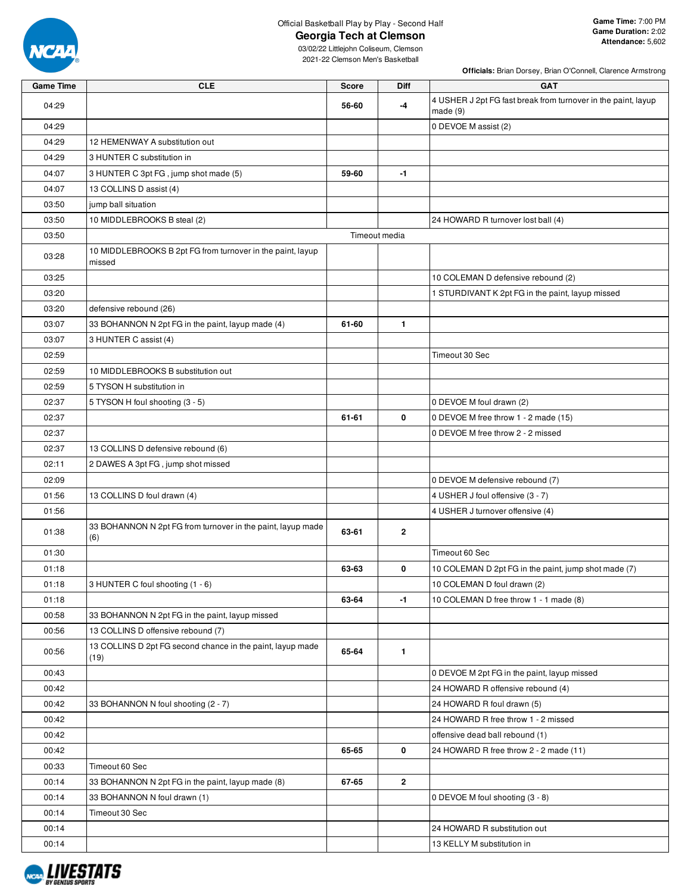Official Basketball Play by Play - Second Half

# Georgia Tech at Clemson

03/02/22 Littlejohn Coliseum, Clemson
2021-22 Clemson Men's Basketball

**Game Time:** 7:00 PM
**Game Duration:** 2:02
**Attendance:** 5,602

**Officials:** Brian Dorsey, Brian O'Connell, Clarence Armstrong

| Game Time | CLE | Score | Diff | GAT |
|---|---|---|---|---|
| 04:29 | | 56-60 | -4 | 4 USHER J 2pt FG fast break from turnover in the paint, layup made (9) |
| 04:29 | | | | 0 DEVOE M assist (2) |
| 04:29 | 12 HEMENWAY A substitution out | | | |
| 04:29 | 3 HUNTER C substitution in | | | |
| 04:07 | 3 HUNTER C 3pt FG , jump shot made (5) | 59-60 | -1 | |
| 04:07 | 13 COLLINS D assist (4) | | | |
| 03:50 | jump ball situation | | | |
| 03:50 | 10 MIDDLEBROOKS B steal (2) | | | 24 HOWARD R turnover lost ball (4) |
| 03:50 | Timeout media | | | |
| 03:28 | 10 MIDDLEBROOKS B 2pt FG from turnover in the paint, layup missed | | | |
| 03:25 | | | | 10 COLEMAN D defensive rebound (2) |
| 03:20 | | | | 1 STURDIVANT K 2pt FG in the paint, layup missed |
| 03:20 | defensive rebound (26) | | | |
| 03:07 | 33 BOHANNON N 2pt FG in the paint, layup made (4) | 61-60 | 1 | |
| 03:07 | 3 HUNTER C assist (4) | | | |
| 02:59 | | | | Timeout 30 Sec |
| 02:59 | 10 MIDDLEBROOKS B substitution out | | | |
| 02:59 | 5 TYSON H substitution in | | | |
| 02:37 | 5 TYSON H foul shooting (3 - 5) | | | 0 DEVOE M foul drawn (2) |
| 02:37 | | 61-61 | 0 | 0 DEVOE M free throw 1 - 2 made (15) |
| 02:37 | | | | 0 DEVOE M free throw 2 - 2 missed |
| 02:37 | 13 COLLINS D defensive rebound (6) | | | |
| 02:11 | 2 DAWES A 3pt FG , jump shot missed | | | |
| 02:09 | | | | 0 DEVOE M defensive rebound (7) |
| 01:56 | 13 COLLINS D foul drawn (4) | | | 4 USHER J foul offensive (3 - 7) |
| 01:56 | | | | 4 USHER J turnover offensive (4) |
| 01:38 | 33 BOHANNON N 2pt FG from turnover in the paint, layup made (6) | 63-61 | 2 | |
| 01:30 | | | | Timeout 60 Sec |
| 01:18 | | 63-63 | 0 | 10 COLEMAN D 2pt FG in the paint, jump shot made (7) |
| 01:18 | 3 HUNTER C foul shooting (1 - 6) | | | 10 COLEMAN D foul drawn (2) |
| 01:18 | | 63-64 | -1 | 10 COLEMAN D free throw 1 - 1 made (8) |
| 00:58 | 33 BOHANNON N 2pt FG in the paint, layup missed | | | |
| 00:56 | 13 COLLINS D offensive rebound (7) | | | |
| 00:56 | 13 COLLINS D 2pt FG second chance in the paint, layup made (19) | 65-64 | 1 | |
| 00:43 | | | | 0 DEVOE M 2pt FG in the paint, layup missed |
| 00:42 | | | | 24 HOWARD R offensive rebound (4) |
| 00:42 | 33 BOHANNON N foul shooting (2 - 7) | | | 24 HOWARD R foul drawn (5) |
| 00:42 | | | | 24 HOWARD R free throw 1 - 2 missed |
| 00:42 | | | | offensive dead ball rebound (1) |
| 00:42 | | 65-65 | 0 | 24 HOWARD R free throw 2 - 2 made (11) |
| 00:33 | Timeout 60 Sec | | | |
| 00:14 | 33 BOHANNON N 2pt FG in the paint, layup made (8) | 67-65 | 2 | |
| 00:14 | 33 BOHANNON N foul drawn (1) | | | 0 DEVOE M foul shooting (3 - 8) |
| 00:14 | Timeout 30 Sec | | | |
| 00:14 | | | | 24 HOWARD R substitution out |
| 00:14 | | | | 13 KELLY M substitution in |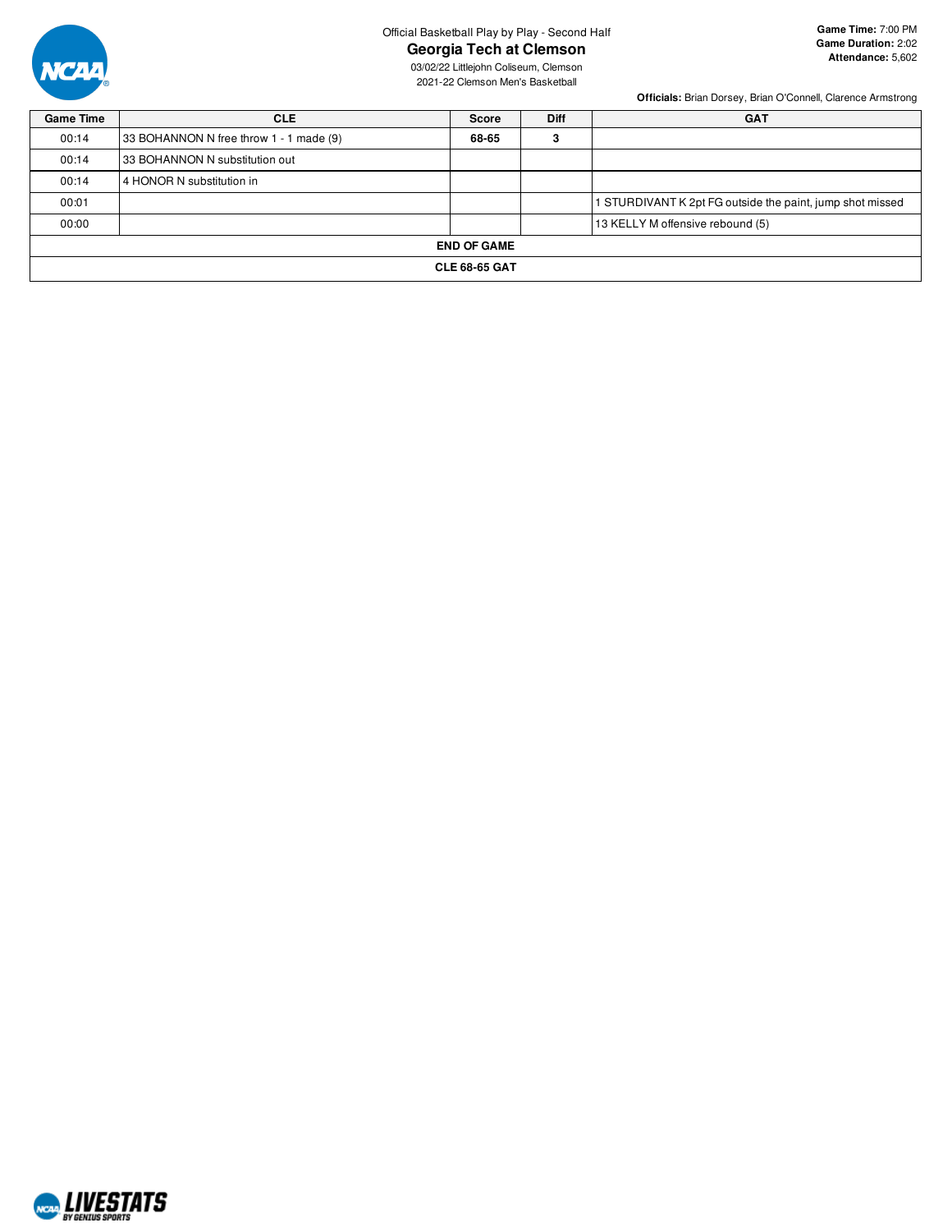Official Basketball Play by Play - Second Half

## Georgia Tech at Clemson

03/02/22 Littlejohn Coliseum, Clemson

2021-22 Clemson Men's Basketball

**Game Time:** 7:00 PM
**Game Duration:** 2:02
**Attendance:** 5,602

**Officials:** Brian Dorsey, Brian O'Connell, Clarence Armstrong

| Game Time | CLE | Score | Diff | GAT |
|---|---|---|---|---|
| 00:14 | 33 BOHANNON N free throw 1 - 1 made (9) | **68-65** | **3** | |
| 00:14 | 33 BOHANNON N substitution out | | | |
| 00:14 | 4 HONOR N substitution in | | | |
| 00:01 | | | | 1 STURDIVANT K 2pt FG outside the paint, jump shot missed |
| 00:00 | | | | 13 KELLY M offensive rebound (5) |
| **END OF GAME** | | | | |
| **CLE 68-65 GAT** | | | | |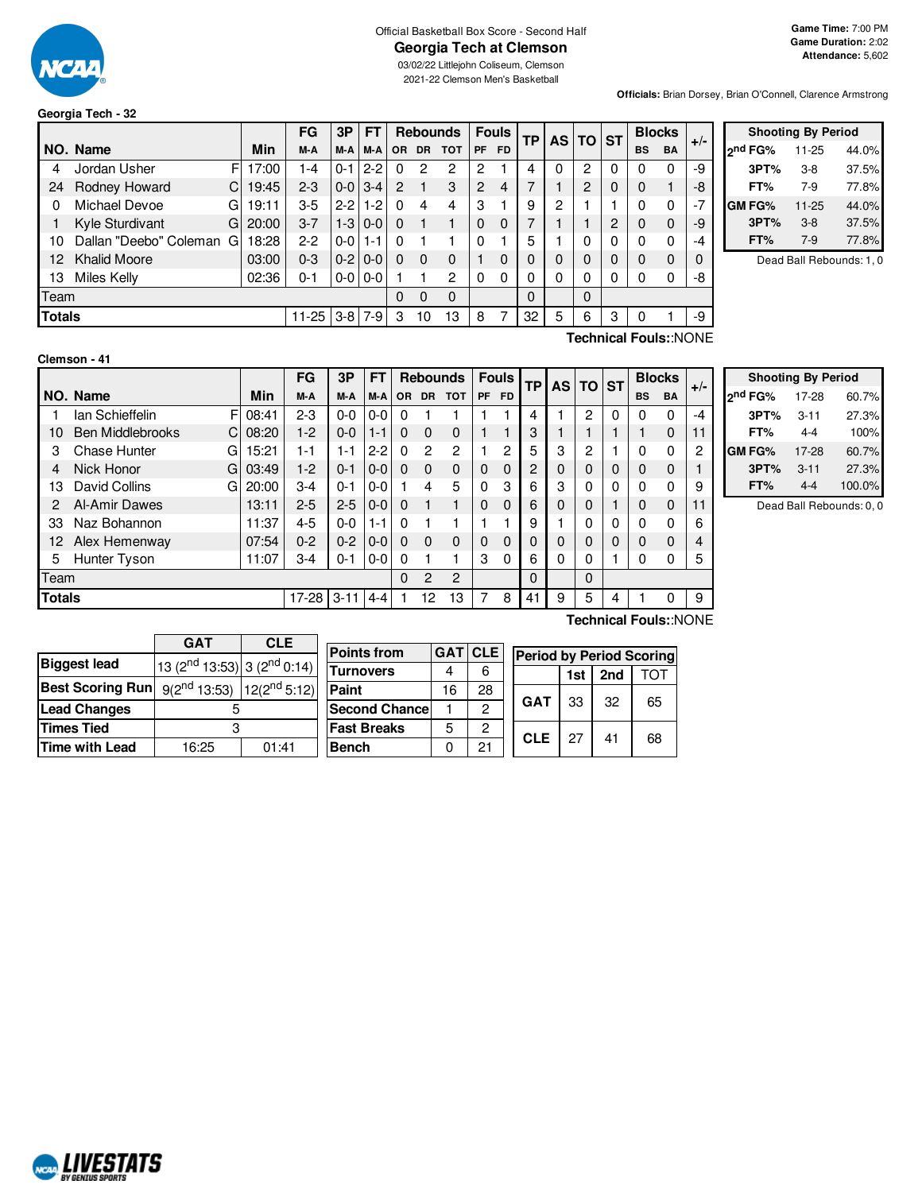Official Basketball Box Score - Second Half

# Georgia Tech at Clemson

03/02/22 Littlejohn Coliseum, Clemson

2021-22 Clemson Men's Basketball

**Game Time:** 7:00 PM
**Game Duration:** 2:02
**Attendance:** 5,602

**Officials:** Brian Dorsey, Brian O'Connell, Clarence Armstrong

## Georgia Tech - 32

| NO. | Name | | Min | FG M-A | 3P M-A | FT M-A | OR | DR | TOT | PF | FD | TP | AS | TO | ST | BS | BA | +/- |
|---|---|---|---|---|---|---|---|---|---|---|---|---|---|---|---|---|---|---|
| 4 | Jordan Usher | F | 17:00 | 1-4 | 0-1 | 2-2 | 0 | 2 | 2 | 2 | 1 | 4 | 0 | 2 | 0 | 0 | 0 | -9 |
| 24 | Rodney Howard | C | 19:45 | 2-3 | 0-0 | 3-4 | 2 | 1 | 3 | 2 | 4 | 7 | 1 | 2 | 0 | 0 | 1 | -8 |
| 0 | Michael Devoe | G | 19:11 | 3-5 | 2-2 | 1-2 | 0 | 4 | 4 | 3 | 1 | 9 | 2 | 1 | 1 | 0 | 0 | -7 |
| 1 | Kyle Sturdivant | G | 20:00 | 3-7 | 1-3 | 0-0 | 0 | 1 | 1 | 0 | 0 | 7 | 1 | 1 | 2 | 0 | 0 | -9 |
| 10 | Dallan "Deebo" Coleman | G | 18:28 | 2-2 | 0-0 | 1-1 | 0 | 1 | 1 | 0 | 1 | 5 | 1 | 0 | 0 | 0 | 0 | -4 |
| 12 | Khalid Moore | | 03:00 | 0-3 | 0-2 | 0-0 | 0 | 0 | 0 | 1 | 0 | 0 | 0 | 0 | 0 | 0 | 0 | 0 |
| 13 | Miles Kelly | | 02:36 | 0-1 | 0-0 | 0-0 | 1 | 1 | 2 | 0 | 0 | 0 | 0 | 0 | 0 | 0 | 0 | -8 |
| | Team | | | | | | 0 | 0 | 0 | | | 0 | | 0 | | | | |
| | **Totals** | | | 11-25 | 3-8 | 7-9 | 3 | 10 | 13 | 8 | 7 | 32 | 5 | 6 | 3 | 0 | 1 | -9 |

Technical Fouls::NONE

| Shooting By Period | | |
|---|---|---|
| 2nd FG% | 11-25 | 44.0% |
| 3PT% | 3-8 | 37.5% |
| FT% | 7-9 | 77.8% |
| GM FG% | 11-25 | 44.0% |
| 3PT% | 3-8 | 37.5% |
| FT% | 7-9 | 77.8% |

Dead Ball Rebounds: 1, 0

## Clemson - 41

| NO. | Name | | Min | FG M-A | 3P M-A | FT M-A | OR | DR | TOT | PF | FD | TP | AS | TO | ST | BS | BA | +/- |
|---|---|---|---|---|---|---|---|---|---|---|---|---|---|---|---|---|---|---|
| 1 | Ian Schieffelin | F | 08:41 | 2-3 | 0-0 | 0-0 | 0 | 1 | 1 | 1 | 1 | 4 | 1 | 2 | 0 | 0 | 0 | -4 |
| 10 | Ben Middlebrooks | C | 08:20 | 1-2 | 0-0 | 1-1 | 0 | 0 | 0 | 1 | 1 | 3 | 1 | 1 | 1 | 1 | 0 | 11 |
| 3 | Chase Hunter | G | 15:21 | 1-1 | 1-1 | 2-2 | 0 | 2 | 2 | 1 | 2 | 5 | 3 | 2 | 1 | 0 | 0 | 2 |
| 4 | Nick Honor | G | 03:49 | 1-2 | 0-1 | 0-0 | 0 | 0 | 0 | 0 | 0 | 2 | 0 | 0 | 0 | 0 | 0 | 1 |
| 13 | David Collins | G | 20:00 | 3-4 | 0-1 | 0-0 | 1 | 4 | 5 | 0 | 3 | 6 | 3 | 0 | 0 | 0 | 0 | 9 |
| 2 | Al-Amir Dawes | | 13:11 | 2-5 | 2-5 | 0-0 | 0 | 1 | 1 | 0 | 0 | 6 | 0 | 0 | 1 | 0 | 0 | 11 |
| 33 | Naz Bohannon | | 11:37 | 4-5 | 0-0 | 1-1 | 0 | 1 | 1 | 1 | 1 | 9 | 1 | 0 | 0 | 0 | 0 | 6 |
| 12 | Alex Hemenway | | 07:54 | 0-2 | 0-2 | 0-0 | 0 | 0 | 0 | 0 | 0 | 0 | 0 | 0 | 0 | 0 | 0 | 4 |
| 5 | Hunter Tyson | | 11:07 | 3-4 | 0-1 | 0-0 | 0 | 1 | 1 | 3 | 0 | 6 | 0 | 0 | 1 | 0 | 0 | 5 |
| | Team | | | | | | 0 | 2 | 2 | | | 0 | | 0 | | | | |
| | **Totals** | | | 17-28 | 3-11 | 4-4 | 1 | 12 | 13 | 7 | 8 | 41 | 9 | 5 | 4 | 1 | 0 | 9 |

Technical Fouls::NONE

| Shooting By Period | | |
|---|---|---|
| 2nd FG% | 17-28 | 60.7% |
| 3PT% | 3-11 | 27.3% |
| FT% | 4-4 | 100% |
| GM FG% | 17-28 | 60.7% |
| 3PT% | 3-11 | 27.3% |
| FT% | 4-4 | 100.0% |

Dead Ball Rebounds: 0, 0

| | GAT | CLE |
|---|---|---|
| Biggest lead | 13 (2nd 13:53) | 3 (2nd 0:14) |
| Best Scoring Run | 9(2nd 13:53) | 12(2nd 5:12) |
| Lead Changes | 5 | |
| Times Tied | 3 | |
| Time with Lead | 16:25 | 01:41 |

| Points from | GAT | CLE |
|---|---|---|
| Turnovers | 4 | 6 |
| Paint | 16 | 28 |
| Second Chance | 1 | 2 |
| Fast Breaks | 5 | 2 |
| Bench | 0 | 21 |

| Period by Period Scoring | 1st | 2nd | TOT |
|---|---|---|---|
| GAT | 33 | 32 | 65 |
| CLE | 27 | 41 | 68 |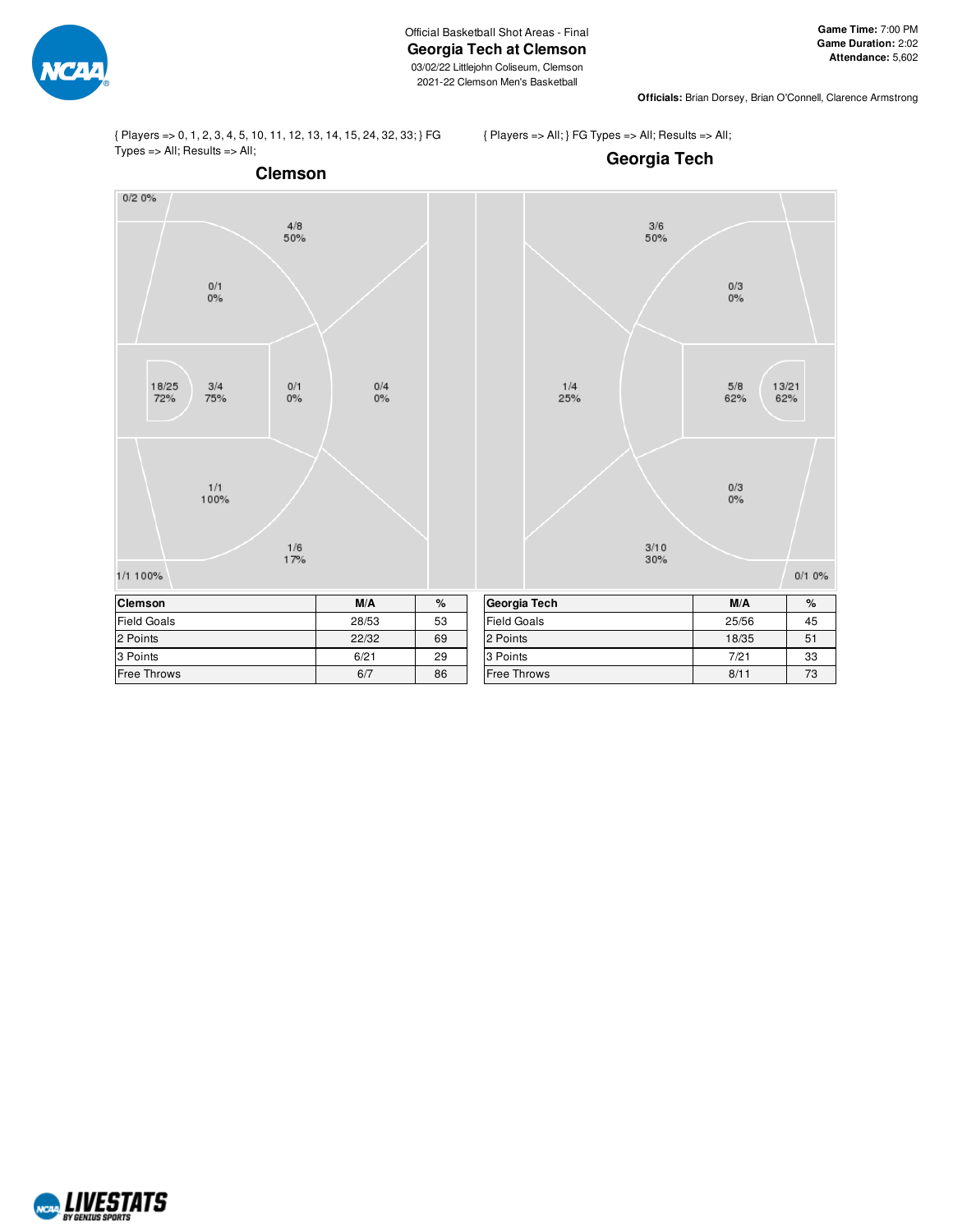Official Basketball Shot Areas - Final

# Georgia Tech at Clemson

03/02/22 Littlejohn Coliseum, Clemson

2021-22 Clemson Men's Basketball

**Game Time:** 7:00 PM
**Game Duration:** 2:02
**Attendance:** 5,602

**Officials:** Brian Dorsey, Brian O'Connell, Clarence Armstrong

{ Players => 0, 1, 2, 3, 4, 5, 10, 11, 12, 13, 14, 15, 24, 32, 33; } FG Types => All; Results => All;

## Clemson

0/2 0%
4/8 50%
0/1 0%
18/25 72%
3/4 75%
0/1 0%
0/4 0%
1/1 100%
1/6 17%
1/1 100%

| Clemson | M/A | % |
|---|---|---|
| Field Goals | 28/53 | 53 |
| 2 Points | 22/32 | 69 |
| 3 Points | 6/21 | 29 |
| Free Throws | 6/7 | 86 |

{ Players => All; } FG Types => All; Results => All;

## Georgia Tech

3/6 50%
0/3 0%
1/4 25%
5/8 62%
13/21 62%
0/3 0%
3/10 30%
0/1 0%

| Georgia Tech | M/A | % |
|---|---|---|
| Field Goals | 25/56 | 45 |
| 2 Points | 18/35 | 51 |
| 3 Points | 7/21 | 33 |
| Free Throws | 8/11 | 73 |